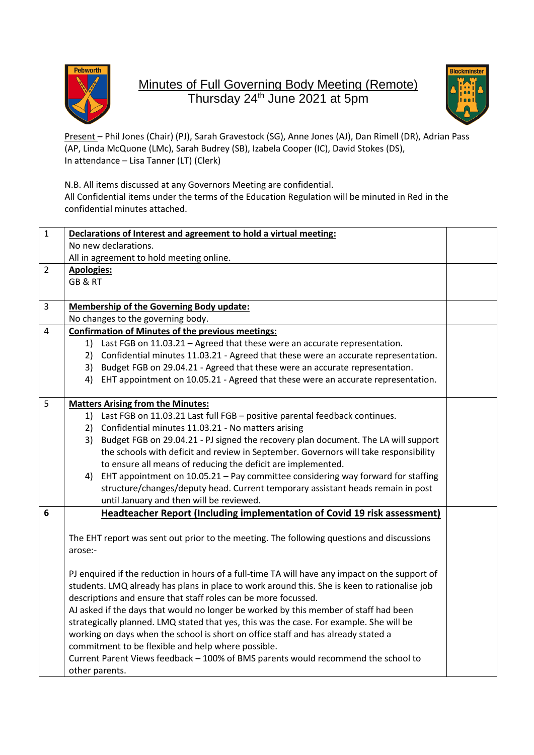# Minutes of Full Governing Body Meeting (Remote)

## Thursday 24th June 2021 at 5pm

Present – Phil Jones (Chair) (PJ), Sarah Gravestock (SG), Anne Jones (AJ), Dan Rimell (DR), Adrian Pass (AP, Linda McQuone (LMc), Sarah Budrey (SB), Izabela Cooper (IC), David Stokes (DS),
In attendance – Lisa Tanner (LT) (Clerk)

N.B. All items discussed at any Governors Meeting are confidential.
All Confidential items under the terms of the Education Regulation will be minuted in Red in the confidential minutes attached.

| | | |
|---|---|---|
| 1 | **Declarations of Interest and agreement to hold a virtual meeting:**<br>No new declarations.<br>All in agreement to hold meeting online. | |
| 2 | **Apologies:**<br>GB & RT | |
| 3 | **Membership of the Governing Body update:**<br>No changes to the governing body. | |
| 4 | **Confirmation of Minutes of the previous meetings:**<br>1) Last FGB on 11.03.21 – Agreed that these were an accurate representation.<br>2) Confidential minutes 11.03.21 - Agreed that these were an accurate representation.<br>3) Budget FGB on 29.04.21 - Agreed that these were an accurate representation.<br>4) EHT appointment on 10.05.21 - Agreed that these were an accurate representation. | |
| 5 | **Matters Arising from the Minutes:**<br>1) Last FGB on 11.03.21 Last full FGB – positive parental feedback continues.<br>2) Confidential minutes 11.03.21 - No matters arising<br>3) Budget FGB on 29.04.21 - PJ signed the recovery plan document. The LA will support the schools with deficit and review in September. Governors will take responsibility to ensure all means of reducing the deficit are implemented.<br>4) EHT appointment on 10.05.21 – Pay committee considering way forward for staffing structure/changes/deputy head. Current temporary assistant heads remain in post until January and then will be reviewed. | |
| **6** | **Headteacher Report (Including implementation of Covid 19 risk assessment)**<br><br>The EHT report was sent out prior to the meeting. The following questions and discussions arose:-<br><br>PJ enquired if the reduction in hours of a full-time TA will have any impact on the support of students. LMQ already has plans in place to work around this. She is keen to rationalise job descriptions and ensure that staff roles can be more focussed.<br>AJ asked if the days that would no longer be worked by this member of staff had been strategically planned. LMQ stated that yes, this was the case. For example. She will be working on days when the school is short on office staff and has already stated a commitment to be flexible and help where possible.<br>Current Parent Views feedback – 100% of BMS parents would recommend the school to other parents. | |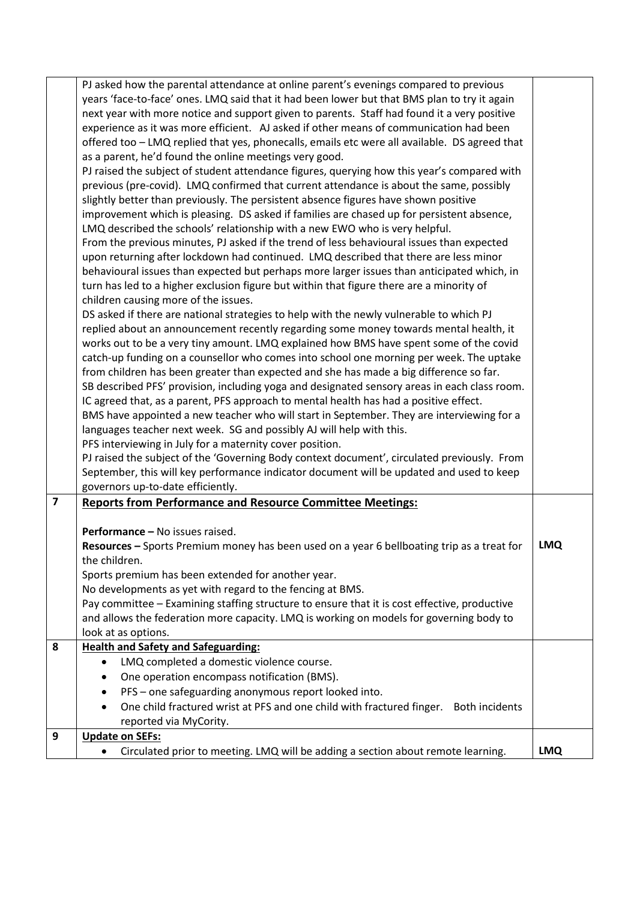| | | |
|---|---|---|
| | PJ asked how the parental attendance at online parent's evenings compared to previous years 'face-to-face' ones. LMQ said that it had been lower but that BMS plan to try it again next year with more notice and support given to parents. Staff had found it a very positive experience as it was more efficient. AJ asked if other means of communication had been offered too – LMQ replied that yes, phonecalls, emails etc were all available. DS agreed that as a parent, he'd found the online meetings very good.<br>PJ raised the subject of student attendance figures, querying how this year's compared with previous (pre-covid). LMQ confirmed that current attendance is about the same, possibly slightly better than previously. The persistent absence figures have shown positive improvement which is pleasing. DS asked if families are chased up for persistent absence, LMQ described the schools' relationship with a new EWO who is very helpful.<br>From the previous minutes, PJ asked if the trend of less behavioural issues than expected upon returning after lockdown had continued. LMQ described that there are less minor behavioural issues than expected but perhaps more larger issues than anticipated which, in turn has led to a higher exclusion figure but within that figure there are a minority of children causing more of the issues.<br>DS asked if there are national strategies to help with the newly vulnerable to which PJ replied about an announcement recently regarding some money towards mental health, it works out to be a very tiny amount. LMQ explained how BMS have spent some of the covid catch-up funding on a counsellor who comes into school one morning per week. The uptake from children has been greater than expected and she has made a big difference so far.<br>SB described PFS' provision, including yoga and designated sensory areas in each class room. IC agreed that, as a parent, PFS approach to mental health has had a positive effect.<br>BMS have appointed a new teacher who will start in September. They are interviewing for a languages teacher next week. SG and possibly AJ will help with this.<br>PFS interviewing in July for a maternity cover position.<br>PJ raised the subject of the 'Governing Body context document', circulated previously. From September, this will key performance indicator document will be updated and used to keep governors up-to-date efficiently. | |
| **7** | **Reports from Performance and Resource Committee Meetings:**<br><br>**Performance –** No issues raised.<br>**Resources –** Sports Premium money has been used on a year 6 bellboating trip as a treat for the children.<br>Sports premium has been extended for another year.<br>No developments as yet with regard to the fencing at BMS.<br>Pay committee – Examining staffing structure to ensure that it is cost effective, productive and allows the federation more capacity. LMQ is working on models for governing body to look at as options. | **LMQ** |
| **8** | **Health and Safety and Safeguarding:**<br>• LMQ completed a domestic violence course.<br>• One operation encompass notification (BMS).<br>• PFS – one safeguarding anonymous report looked into.<br>• One child fractured wrist at PFS and one child with fractured finger. Both incidents reported via MyCority. | |
| **9** | **Update on SEFs:**<br>• Circulated prior to meeting. LMQ will be adding a section about remote learning. | **LMQ** |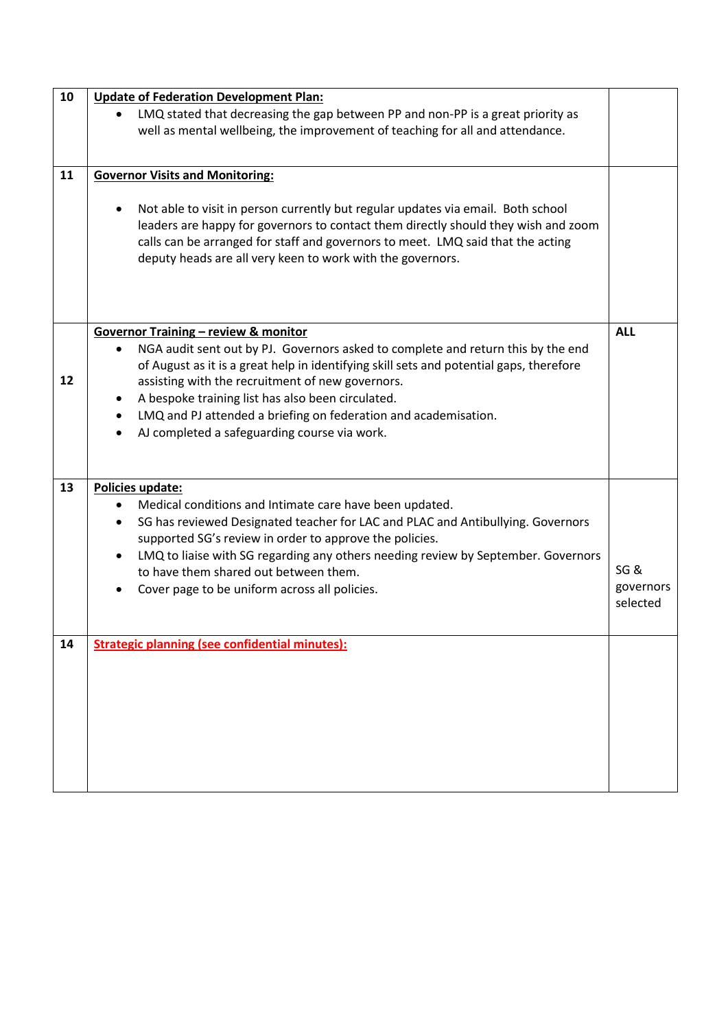| | | |
|---|---|---|
| 10 | **Update of Federation Development Plan:**<br>• LMQ stated that decreasing the gap between PP and non-PP is a great priority as well as mental wellbeing, the improvement of teaching for all and attendance. | |
| 11 | **Governor Visits and Monitoring:**<br>• Not able to visit in person currently but regular updates via email. Both school leaders are happy for governors to contact them directly should they wish and zoom calls can be arranged for staff and governors to meet. LMQ said that the acting deputy heads are all very keen to work with the governors. | |
| 12 | **Governor Training – review & monitor**<br>• NGA audit sent out by PJ. Governors asked to complete and return this by the end of August as it is a great help in identifying skill sets and potential gaps, therefore assisting with the recruitment of new governors.<br>• A bespoke training list has also been circulated.<br>• LMQ and PJ attended a briefing on federation and academisation.<br>• AJ completed a safeguarding course via work. | **ALL** |
| 13 | **Policies update:**<br>• Medical conditions and Intimate care have been updated.<br>• SG has reviewed Designated teacher for LAC and PLAC and Antibullying. Governors supported SG's review in order to approve the policies.<br>• LMQ to liaise with SG regarding any others needing review by September. Governors to have them shared out between them.<br>• Cover page to be uniform across all policies. | SG & governors selected |
| 14 | **Strategic planning (see confidential minutes):** | |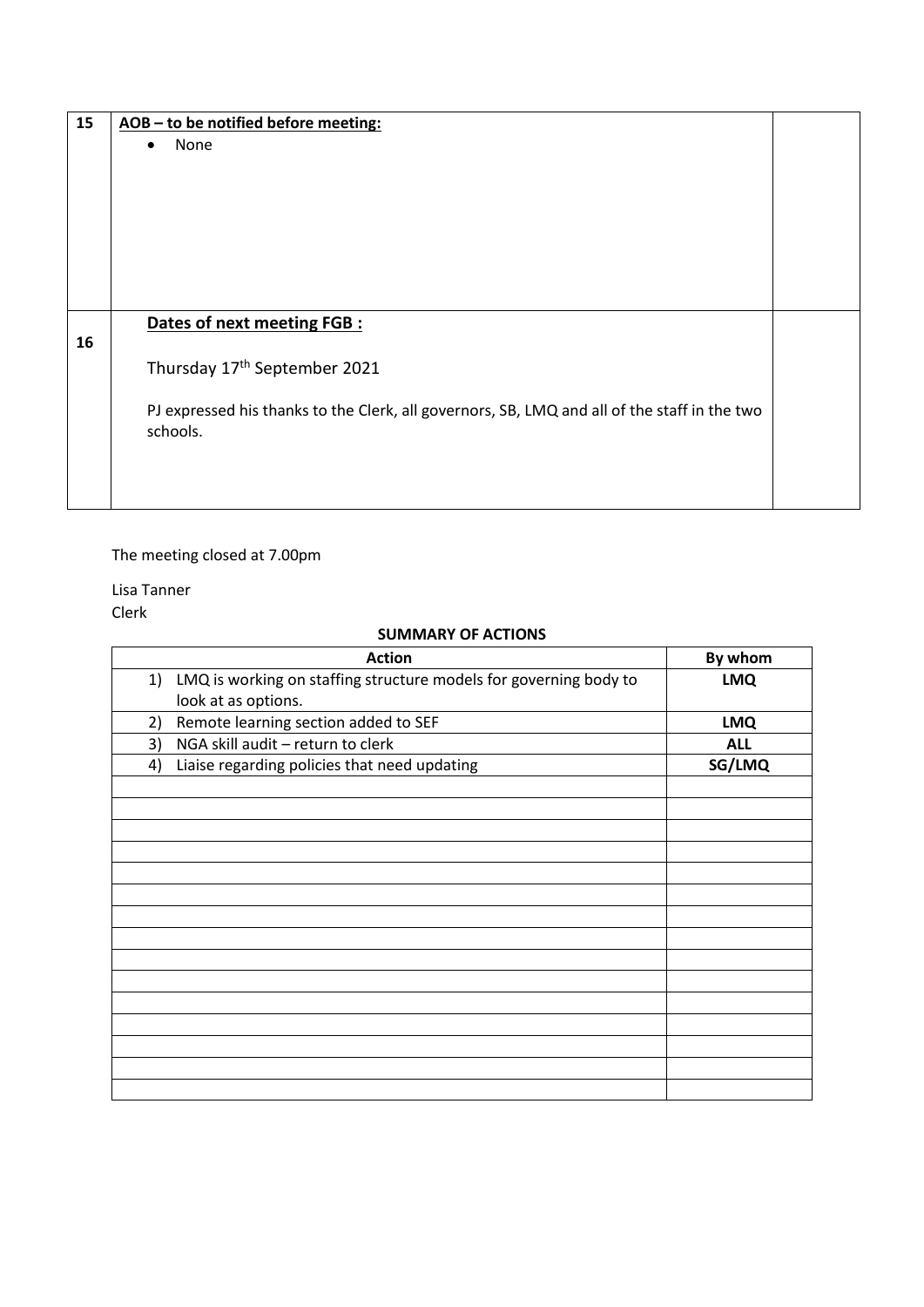| | | |
|---|---|---|
| 15 | **AOB – to be notified before meeting:**<br>- None | |
| 16 | **Dates of next meeting FGB :**<br><br>Thursday 17th September 2021<br><br>PJ expressed his thanks to the Clerk, all governors, SB, LMQ and all of the staff in the two schools. | |

The meeting closed at 7.00pm

Lisa Tanner
Clerk

**SUMMARY OF ACTIONS**

| Action | By whom |
|---|---|
| 1) LMQ is working on staffing structure models for governing body to look at as options. | **LMQ** |
| 2) Remote learning section added to SEF | **LMQ** |
| 3) NGA skill audit – return to clerk | **ALL** |
| 4) Liaise regarding policies that need updating | **SG/LMQ** |
| | |
| | |
| | |
| | |
| | |
| | |
| | |
| | |
| | |
| | |
| | |
| | |
| | |
| | |
| | |